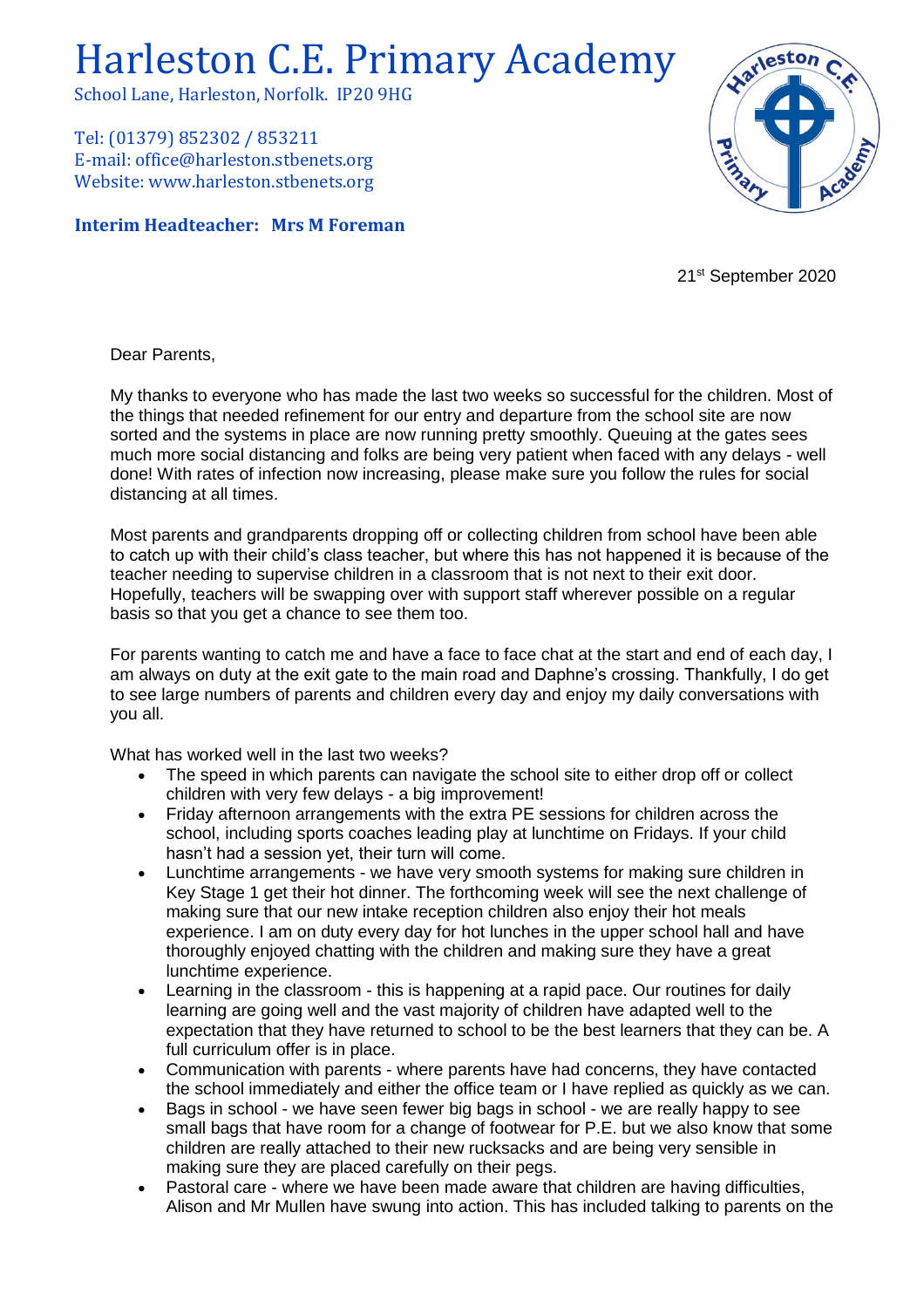# Harleston C.E. Primary Academy

School Lane, Harleston, Norfolk. IP20 9HG

Tel: (01379) 852302 / 853211
E-mail: office@harleston.stbenets.org
Website: www.harleston.stbenets.org

**Interim Headteacher: Mrs M Foreman**

21st September 2020

Dear Parents,

My thanks to everyone who has made the last two weeks so successful for the children. Most of the things that needed refinement for our entry and departure from the school site are now sorted and the systems in place are now running pretty smoothly. Queuing at the gates sees much more social distancing and folks are being very patient when faced with any delays - well done! With rates of infection now increasing, please make sure you follow the rules for social distancing at all times.

Most parents and grandparents dropping off or collecting children from school have been able to catch up with their child's class teacher, but where this has not happened it is because of the teacher needing to supervise children in a classroom that is not next to their exit door. Hopefully, teachers will be swapping over with support staff wherever possible on a regular basis so that you get a chance to see them too.

For parents wanting to catch me and have a face to face chat at the start and end of each day, I am always on duty at the exit gate to the main road and Daphne's crossing. Thankfully, I do get to see large numbers of parents and children every day and enjoy my daily conversations with you all.

What has worked well in the last two weeks?

- The speed in which parents can navigate the school site to either drop off or collect children with very few delays - a big improvement!
- Friday afternoon arrangements with the extra PE sessions for children across the school, including sports coaches leading play at lunchtime on Fridays. If your child hasn't had a session yet, their turn will come.
- Lunchtime arrangements - we have very smooth systems for making sure children in Key Stage 1 get their hot dinner. The forthcoming week will see the next challenge of making sure that our new intake reception children also enjoy their hot meals experience. I am on duty every day for hot lunches in the upper school hall and have thoroughly enjoyed chatting with the children and making sure they have a great lunchtime experience.
- Learning in the classroom - this is happening at a rapid pace. Our routines for daily learning are going well and the vast majority of children have adapted well to the expectation that they have returned to school to be the best learners that they can be. A full curriculum offer is in place.
- Communication with parents - where parents have had concerns, they have contacted the school immediately and either the office team or I have replied as quickly as we can.
- Bags in school - we have seen fewer big bags in school - we are really happy to see small bags that have room for a change of footwear for P.E. but we also know that some children are really attached to their new rucksacks and are being very sensible in making sure they are placed carefully on their pegs.
- Pastoral care - where we have been made aware that children are having difficulties, Alison and Mr Mullen have swung into action. This has included talking to parents on the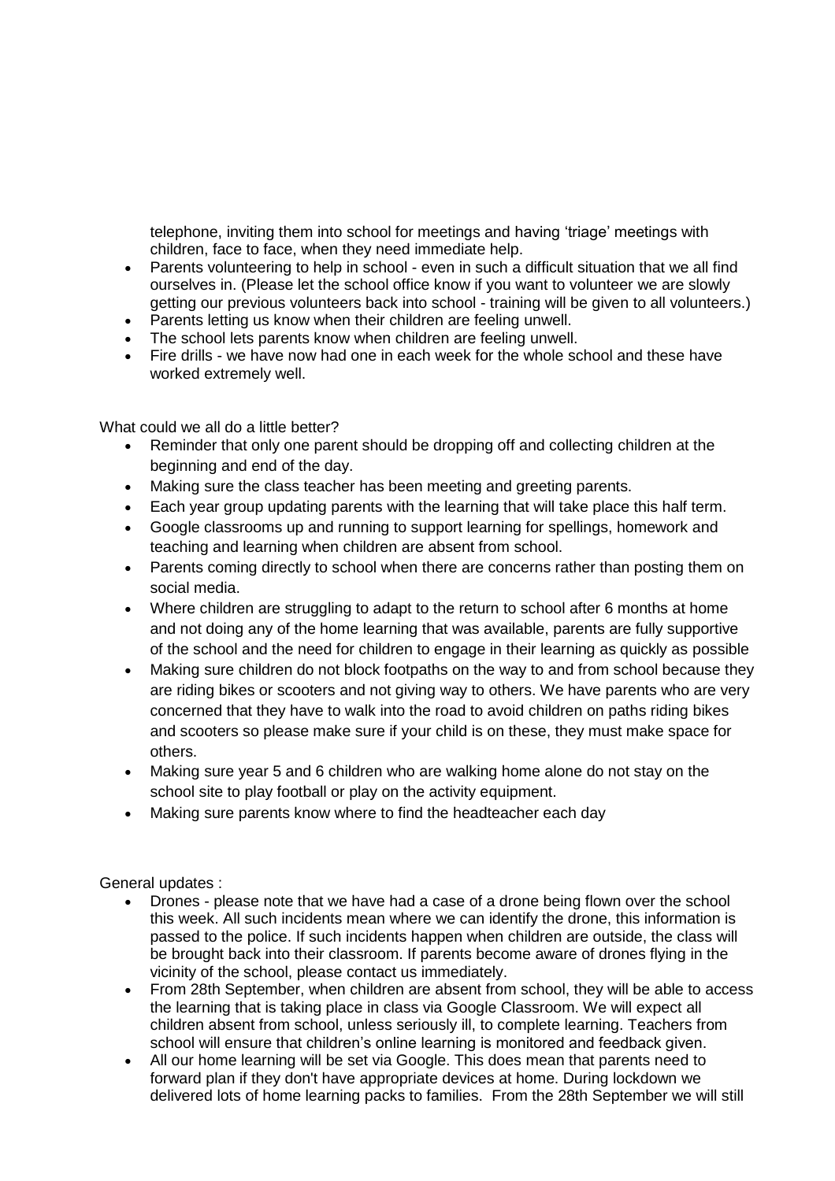telephone, inviting them into school for meetings and having 'triage' meetings with children, face to face, when they need immediate help.
- Parents volunteering to help in school - even in such a difficult situation that we all find ourselves in. (Please let the school office know if you want to volunteer we are slowly getting our previous volunteers back into school - training will be given to all volunteers.)
- Parents letting us know when their children are feeling unwell.
- The school lets parents know when children are feeling unwell.
- Fire drills - we have now had one in each week for the whole school and these have worked extremely well.

What could we all do a little better?

- Reminder that only one parent should be dropping off and collecting children at the beginning and end of the day.
- Making sure the class teacher has been meeting and greeting parents.
- Each year group updating parents with the learning that will take place this half term.
- Google classrooms up and running to support learning for spellings, homework and teaching and learning when children are absent from school.
- Parents coming directly to school when there are concerns rather than posting them on social media.
- Where children are struggling to adapt to the return to school after 6 months at home and not doing any of the home learning that was available, parents are fully supportive of the school and the need for children to engage in their learning as quickly as possible
- Making sure children do not block footpaths on the way to and from school because they are riding bikes or scooters and not giving way to others. We have parents who are very concerned that they have to walk into the road to avoid children on paths riding bikes and scooters so please make sure if your child is on these, they must make space for others.
- Making sure year 5 and 6 children who are walking home alone do not stay on the school site to play football or play on the activity equipment.
- Making sure parents know where to find the headteacher each day

General updates :

- Drones - please note that we have had a case of a drone being flown over the school this week. All such incidents mean where we can identify the drone, this information is passed to the police. If such incidents happen when children are outside, the class will be brought back into their classroom. If parents become aware of drones flying in the vicinity of the school, please contact us immediately.
- From 28th September, when children are absent from school, they will be able to access the learning that is taking place in class via Google Classroom. We will expect all children absent from school, unless seriously ill, to complete learning. Teachers from school will ensure that children's online learning is monitored and feedback given.
- All our home learning will be set via Google. This does mean that parents need to forward plan if they don't have appropriate devices at home. During lockdown we delivered lots of home learning packs to families. From the 28th September we will still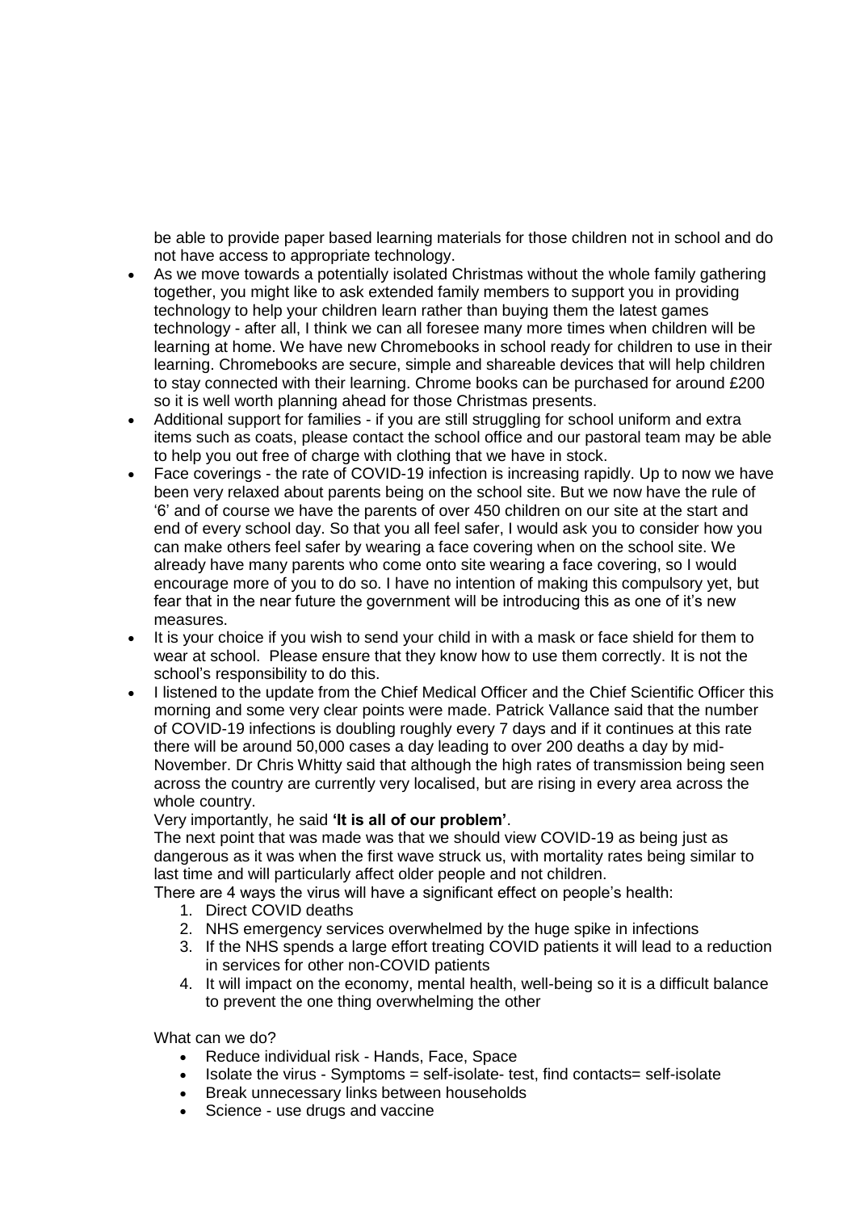be able to provide paper based learning materials for those children not in school and do not have access to appropriate technology.

- As we move towards a potentially isolated Christmas without the whole family gathering together, you might like to ask extended family members to support you in providing technology to help your children learn rather than buying them the latest games technology - after all, I think we can all foresee many more times when children will be learning at home. We have new Chromebooks in school ready for children to use in their learning. Chromebooks are secure, simple and shareable devices that will help children to stay connected with their learning. Chrome books can be purchased for around £200 so it is well worth planning ahead for those Christmas presents.
- Additional support for families - if you are still struggling for school uniform and extra items such as coats, please contact the school office and our pastoral team may be able to help you out free of charge with clothing that we have in stock.
- Face coverings - the rate of COVID-19 infection is increasing rapidly. Up to now we have been very relaxed about parents being on the school site. But we now have the rule of '6' and of course we have the parents of over 450 children on our site at the start and end of every school day. So that you all feel safer, I would ask you to consider how you can make others feel safer by wearing a face covering when on the school site. We already have many parents who come onto site wearing a face covering, so I would encourage more of you to do so. I have no intention of making this compulsory yet, but fear that in the near future the government will be introducing this as one of it's new measures.
- It is your choice if you wish to send your child in with a mask or face shield for them to wear at school. Please ensure that they know how to use them correctly. It is not the school's responsibility to do this.
- I listened to the update from the Chief Medical Officer and the Chief Scientific Officer this morning and some very clear points were made. Patrick Vallance said that the number of COVID-19 infections is doubling roughly every 7 days and if it continues at this rate there will be around 50,000 cases a day leading to over 200 deaths a day by mid-November. Dr Chris Whitty said that although the high rates of transmission being seen across the country are currently very localised, but are rising in every area across the whole country.

  Very importantly, he said **'It is all of our problem'**.

  The next point that was made was that we should view COVID-19 as being just as dangerous as it was when the first wave struck us, with mortality rates being similar to last time and will particularly affect older people and not children.

  There are 4 ways the virus will have a significant effect on people's health:

  1. Direct COVID deaths
  2. NHS emergency services overwhelmed by the huge spike in infections
  3. If the NHS spends a large effort treating COVID patients it will lead to a reduction in services for other non-COVID patients
  4. It will impact on the economy, mental health, well-being so it is a difficult balance to prevent the one thing overwhelming the other

  What can we do?

  - Reduce individual risk - Hands, Face, Space
  - Isolate the virus - Symptoms = self-isolate- test, find contacts= self-isolate
  - Break unnecessary links between households
  - Science - use drugs and vaccine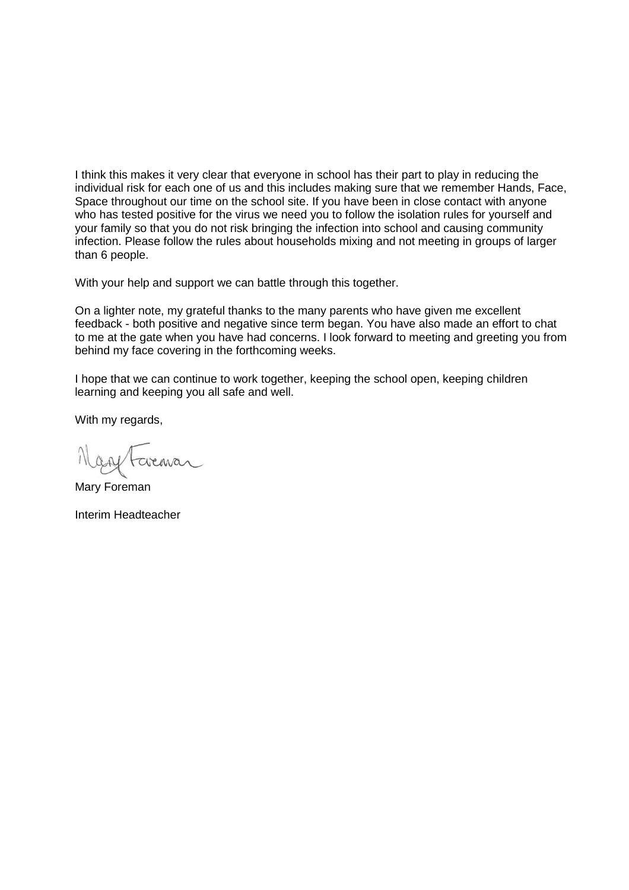I think this makes it very clear that everyone in school has their part to play in reducing the individual risk for each one of us and this includes making sure that we remember Hands, Face, Space throughout our time on the school site. If you have been in close contact with anyone who has tested positive for the virus we need you to follow the isolation rules for yourself and your family so that you do not risk bringing the infection into school and causing community infection. Please follow the rules about households mixing and not meeting in groups of larger than 6 people.

With your help and support we can battle through this together.

On a lighter note, my grateful thanks to the many parents who have given me excellent feedback - both positive and negative since term began. You have also made an effort to chat to me at the gate when you have had concerns. I look forward to meeting and greeting you from behind my face covering in the forthcoming weeks.

I hope that we can continue to work together, keeping the school open, keeping children learning and keeping you all safe and well.

With my regards,

Mary Foreman

Mary Foreman

Interim Headteacher